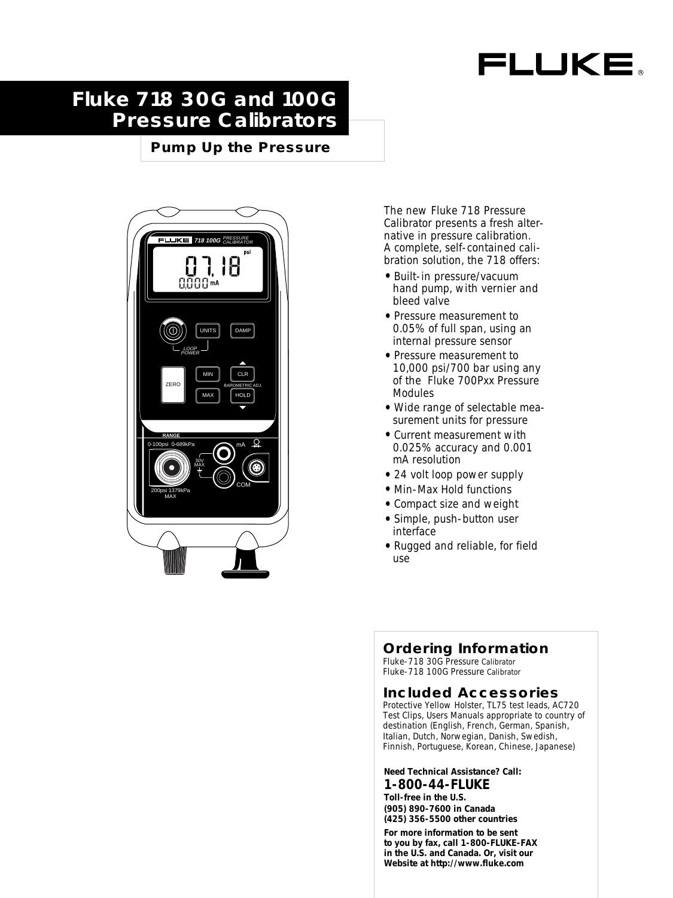FLUKE®

# Fluke 718 30G and 100G Pressure Calibrators

## Pump Up the Pressure

The new Fluke 718 Pressure Calibrator presents a fresh alternative in pressure calibration. A complete, self-contained calibration solution, the 718 offers:

- Built-in pressure/vacuum hand pump, with vernier and bleed valve
- Pressure measurement to 0.05% of full span, using an internal pressure sensor
- Pressure measurement to 10,000 psi/700 bar using any of the Fluke 700Pxx Pressure Modules
- Wide range of selectable measurement units for pressure
- Current measurement with 0.025% accuracy and 0.001 mA resolution
- 24 volt loop power supply
- Min-Max Hold functions
- Compact size and weight
- Simple, push-button user interface
- Rugged and reliable, for field use

## Ordering Information

Fluke-718 30G Pressure Calibrator
Fluke-718 100G Pressure Calibrator

## Included Accessories

Protective Yellow Holster, TL75 test leads, AC720 Test Clips, Users Manuals appropriate to country of destination (English, French, German, Spanish, Italian, Dutch, Norwegian, Danish, Swedish, Finnish, Portuguese, Korean, Chinese, Japanese)

**Need Technical Assistance? Call:**
**1-800-44-FLUKE**
**Toll-free in the U.S.**
**(905) 890-7600 in Canada**
**(425) 356-5500 other countries**

**For more information to be sent to you by fax, call 1-800-FLUKE-FAX in the U.S. and Canada. Or, visit our Website at http://www.fluke.com**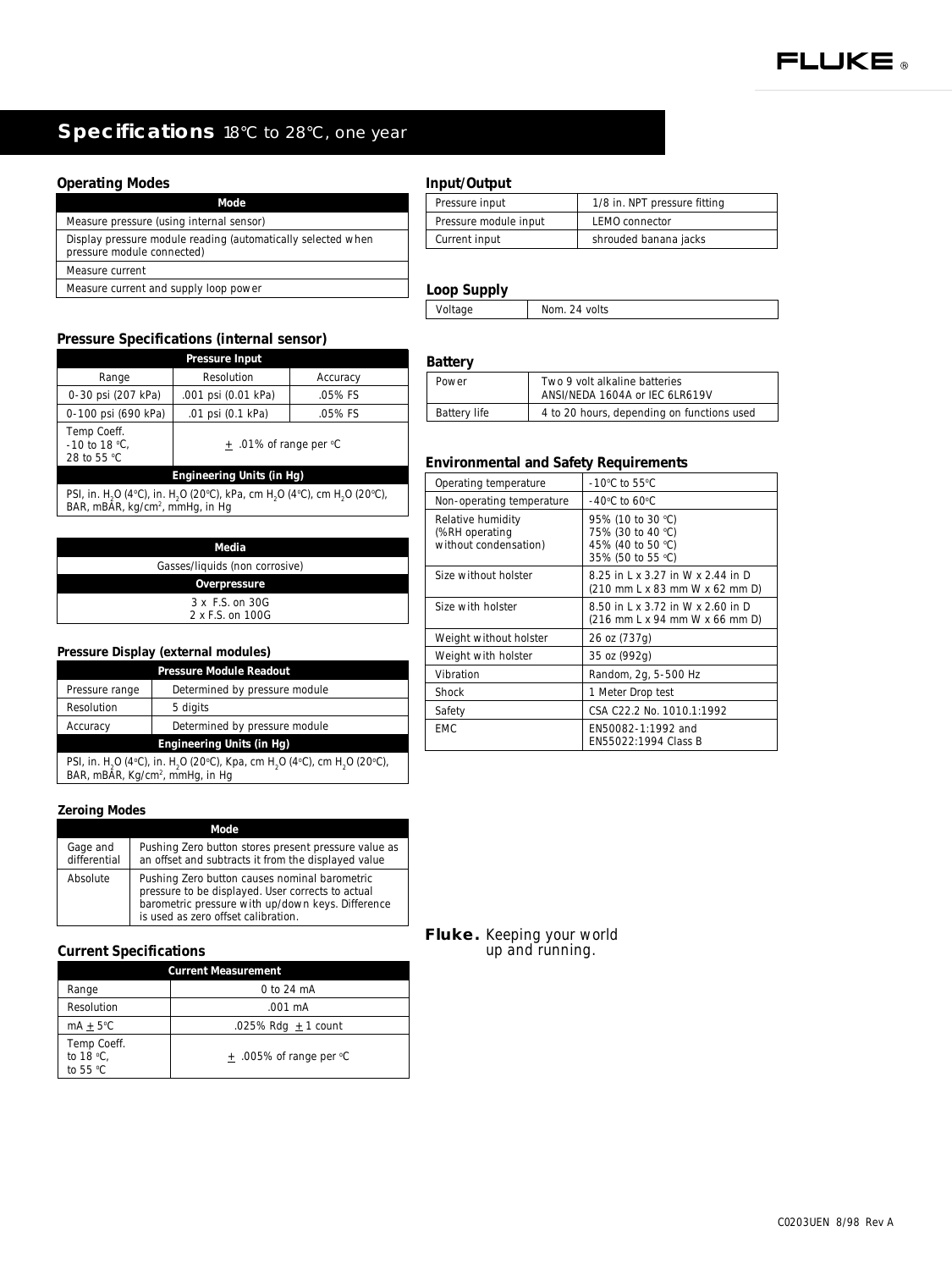## Specifications 18°C to 28°C, one year

### Operating Modes

| Mode |
|---|
| Measure pressure (using internal sensor) |
| Display pressure module reading (automatically selected when pressure module connected) |
| Measure current |
| Measure current and supply loop power |

### Pressure Specifications (internal sensor)

| Pressure Input | | |
|---|---|---|
| Range | Resolution | Accuracy |
| 0-30 psi (207 kPa) | .001 psi (0.01 kPa) | .05% FS |
| 0-100 psi (690 kPa) | .01 psi (0.1 kPa) | .05% FS |
| Temp Coeff. -10 to 18 °C, 28 to 55 °C | ± .01% of range per °C | |
| **Engineering Units (in Hg)** | | |
| PSI, in. $H_2O$ (4°C), in. $H_2O$ (20°C), kPa, cm $H_2O$ (4°C), cm $H_2O$ (20°C), BAR, mBAR, kg/cm², mmHg, in Hg | | |

| Media |
|---|
| Gasses/liquids (non corrosive) |
| **Overpressure** |
| 3 x F.S. on 30G<br>2 x F.S. on 100G |

### Pressure Display (external modules)

| Pressure Module Readout | |
|---|---|
| Pressure range | Determined by pressure module |
| Resolution | 5 digits |
| Accuracy | Determined by pressure module |
| **Engineering Units (in Hg)** | |
| PSI, in. $H_2O$ (4°C), in. $H_2O$ (20°C), Kpa, cm $H_2O$ (4°C), cm $H_2O$ (20°C), BAR, mBAR, Kg/cm², mmHg, in Hg | |

### Zeroing Modes

| Mode | |
|---|---|
| Gage and differential | Pushing Zero button stores present pressure value as an offset and subtracts it from the displayed value |
| Absolute | Pushing Zero button causes nominal barometric pressure to be displayed. User corrects to actual barometric pressure with up/down keys. Difference is used as zero offset calibration. |

### Current Specifications

| Current Measurement | |
|---|---|
| Range | 0 to 24 mA |
| Resolution | .001 mA |
| mA ± 5°C | .025% Rdg ± 1 count |
| Temp Coeff. to 18 °C, to 55 °C | ± .005% of range per °C |

### Input/Output

| | |
|---|---|
| Pressure input | 1/8 in. NPT pressure fitting |
| Pressure module input | LEMO connector |
| Current input | shrouded banana jacks |

### Loop Supply

| | |
|---|---|
| Voltage | Nom. 24 volts |

### Battery

| | |
|---|---|
| Power | Two 9 volt alkaline batteries ANSI/NEDA 1604A or IEC 6LR619V |
| Battery life | 4 to 20 hours, depending on functions used |

### Environmental and Safety Requirements

| | |
|---|---|
| Operating temperature | -10°C to 55°C |
| Non-operating temperature | -40°C to 60°C |
| Relative humidity (%RH operating without condensation) | 95% (10 to 30 °C)<br>75% (30 to 40 °C)<br>45% (40 to 50 °C)<br>35% (50 to 55 °C) |
| Size without holster | 8.25 in L x 3.27 in W x 2.44 in D (210 mm L x 83 mm W x 62 mm D) |
| Size with holster | 8.50 in L x 3.72 in W x 2.60 in D (216 mm L x 94 mm W x 66 mm D) |
| Weight without holster | 26 oz (737g) |
| Weight with holster | 35 oz (992g) |
| Vibration | Random, 2g, 5-500 Hz |
| Shock | 1 Meter Drop test |
| Safety | CSA C22.2 No. 1010.1:1992 |
| EMC | EN50082-1:1992 and EN55022:1994 Class B |

**Fluke.** Keeping your world up and running.

C0203UEN 8/98 Rev A